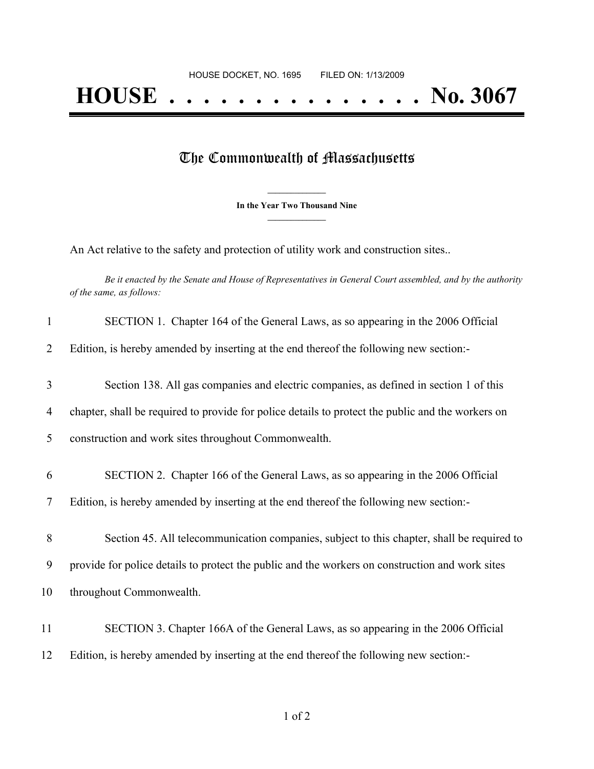HOUSE DOCKET, NO. 1695        FILED ON: 1/13/2009

# HOUSE . . . . . . . . . . . . . . . No. 3067

## The Commonwealth of Massachusetts

**In the Year Two Thousand Nine**

An Act relative to the safety and protection of utility work and construction sites..

*Be it enacted by the Senate and House of Representatives in General Court assembled, and by the authority of the same, as follows:*

1 SECTION 1. Chapter 164 of the General Laws, as so appearing in the 2006 Official
2 Edition, is hereby amended by inserting at the end thereof the following new section:-

3 Section 138. All gas companies and electric companies, as defined in section 1 of this
4 chapter, shall be required to provide for police details to protect the public and the workers on
5 construction and work sites throughout Commonwealth.

6 SECTION 2. Chapter 166 of the General Laws, as so appearing in the 2006 Official
7 Edition, is hereby amended by inserting at the end thereof the following new section:-

8 Section 45. All telecommunication companies, subject to this chapter, shall be required to
9 provide for police details to protect the public and the workers on construction and work sites
10 throughout Commonwealth.

11 SECTION 3. Chapter 166A of the General Laws, as so appearing in the 2006 Official
12 Edition, is hereby amended by inserting at the end thereof the following new section:-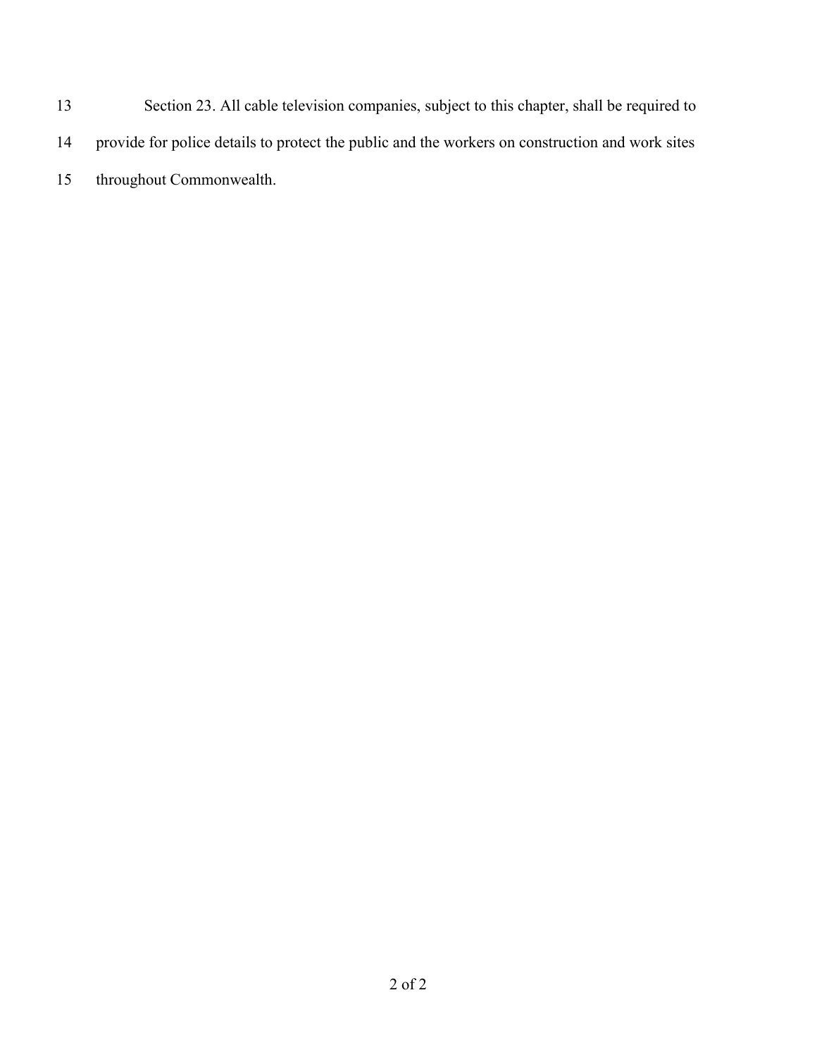Section 23. All cable television companies, subject to this chapter, shall be required to provide for police details to protect the public and the workers on construction and work sites throughout Commonwealth.